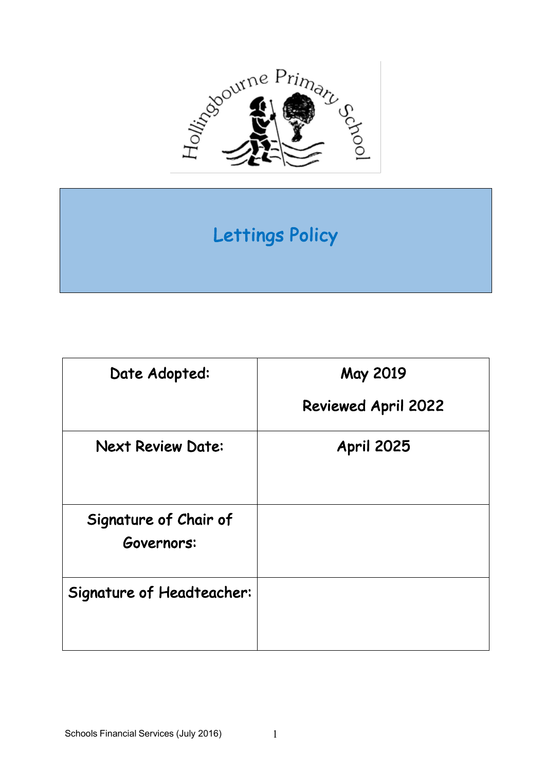Hollingbourne Primary School

# Lettings Policy

| Date Adopted: | May 2019<br>Reviewed April 2022 |
| --- | --- |
| Next Review Date: | April 2025 |
| Signature of Chair of Governors: | |
| Signature of Headteacher: | |

Schools Financial Services (July 2016)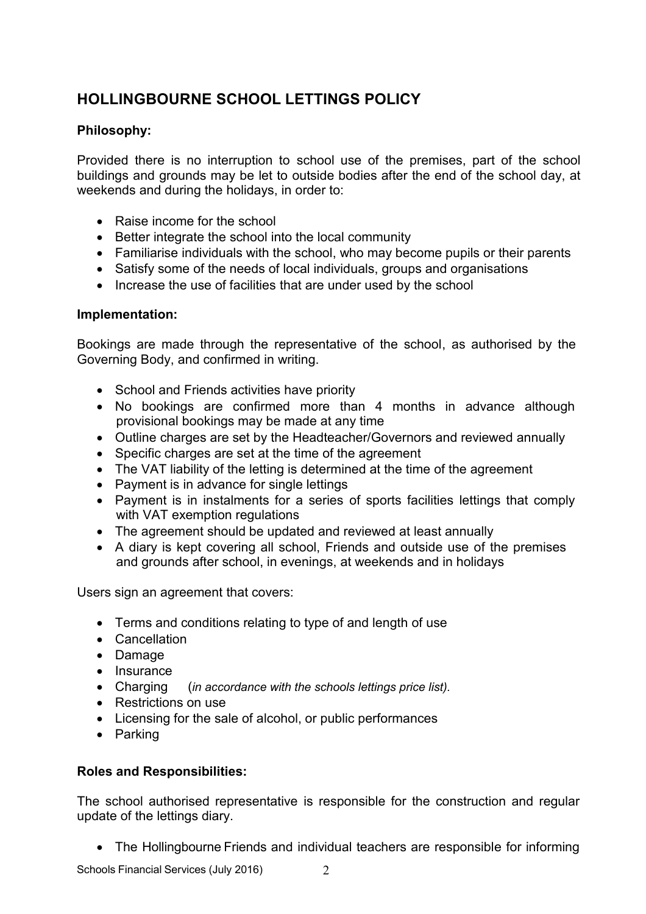## HOLLINGBOURNE SCHOOL LETTINGS POLICY

**Philosophy:**

Provided there is no interruption to school use of the premises, part of the school buildings and grounds may be let to outside bodies after the end of the school day, at weekends and during the holidays, in order to:

- Raise income for the school
- Better integrate the school into the local community
- Familiarise individuals with the school, who may become pupils or their parents
- Satisfy some of the needs of local individuals, groups and organisations
- Increase the use of facilities that are under used by the school

**Implementation:**

Bookings are made through the representative of the school, as authorised by the Governing Body, and confirmed in writing.

- School and Friends activities have priority
- No bookings are confirmed more than 4 months in advance although provisional bookings may be made at any time
- Outline charges are set by the Headteacher/Governors and reviewed annually
- Specific charges are set at the time of the agreement
- The VAT liability of the letting is determined at the time of the agreement
- Payment is in advance for single lettings
- Payment is in instalments for a series of sports facilities lettings that comply with VAT exemption regulations
- The agreement should be updated and reviewed at least annually
- A diary is kept covering all school, Friends and outside use of the premises and grounds after school, in evenings, at weekends and in holidays

Users sign an agreement that covers:

- Terms and conditions relating to type of and length of use
- Cancellation
- Damage
- Insurance
- Charging (*in accordance with the schools lettings price list).*
- Restrictions on use
- Licensing for the sale of alcohol, or public performances
- Parking

**Roles and Responsibilities:**

The school authorised representative is responsible for the construction and regular update of the lettings diary.

- The Hollingbourne Friends and individual teachers are responsible for informing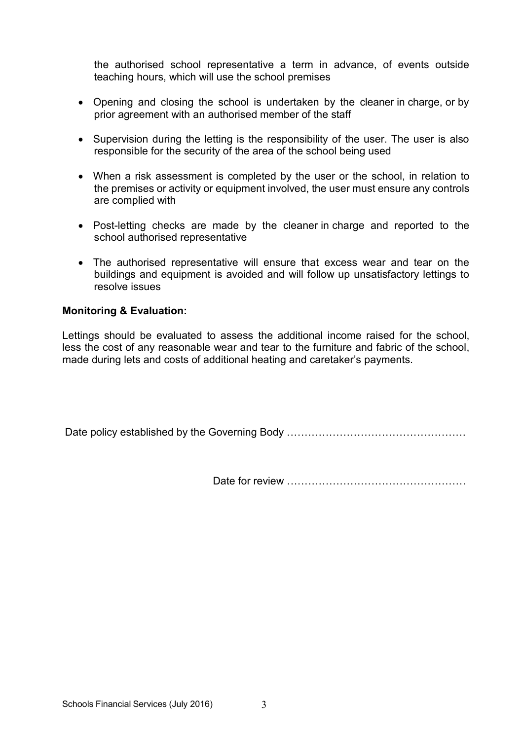the authorised school representative a term in advance, of events outside teaching hours, which will use the school premises

- Opening and closing the school is undertaken by the cleaner in charge, or by prior agreement with an authorised member of the staff
- Supervision during the letting is the responsibility of the user. The user is also responsible for the security of the area of the school being used
- When a risk assessment is completed by the user or the school, in relation to the premises or activity or equipment involved, the user must ensure any controls are complied with
- Post-letting checks are made by the cleaner in charge and reported to the school authorised representative
- The authorised representative will ensure that excess wear and tear on the buildings and equipment is avoided and will follow up unsatisfactory lettings to resolve issues

**Monitoring & Evaluation:**

Lettings should be evaluated to assess the additional income raised for the school, less the cost of any reasonable wear and tear to the furniture and fabric of the school, made during lets and costs of additional heating and caretaker's payments.

Date policy established by the Governing Body ……………………………………………

Date for review ……………………………………………

Schools Financial Services (July 2016)